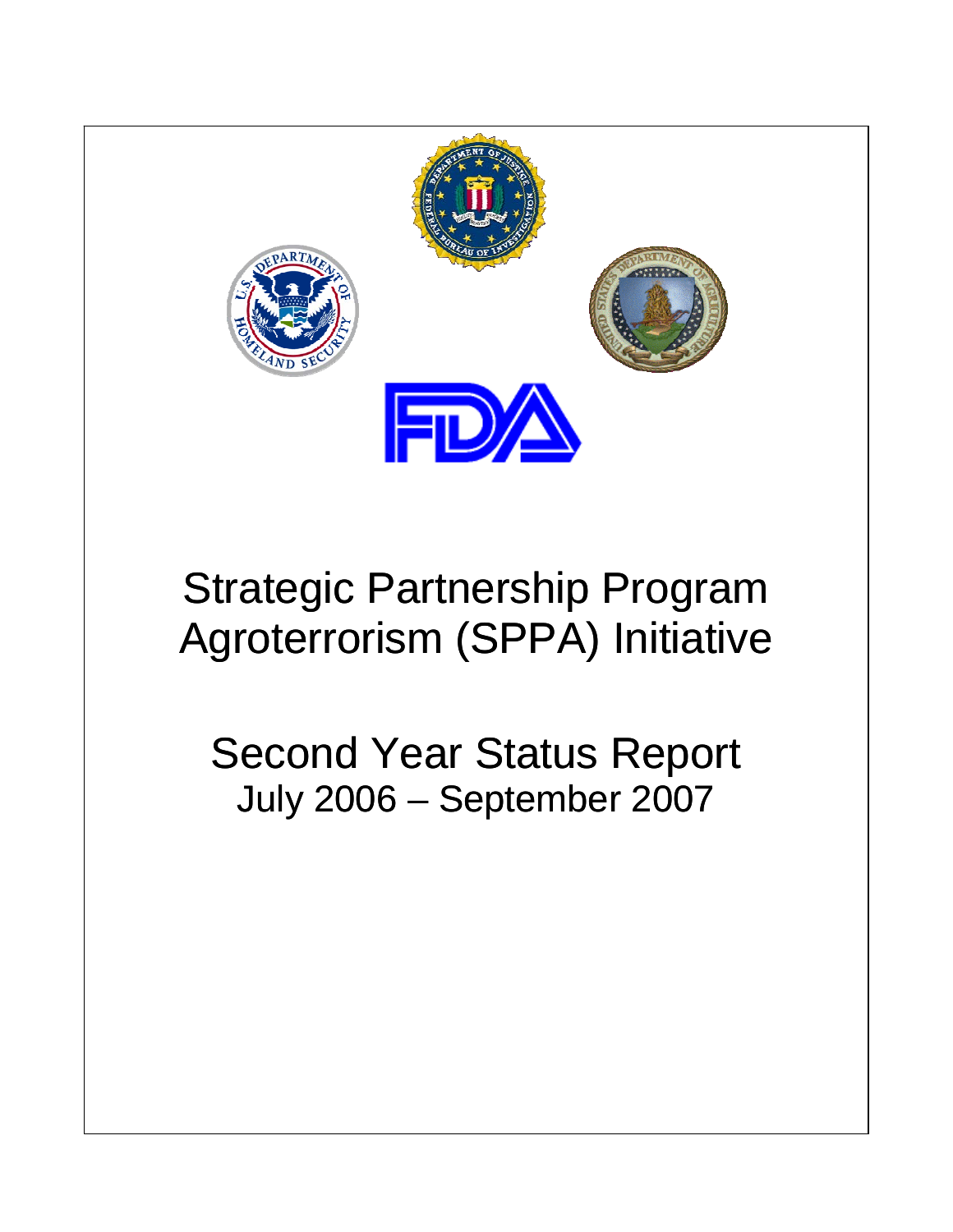# Strategic Partnership Program Agroterrorism (SPPA) Initiative

## Second Year Status Report
July 2006 – September 2007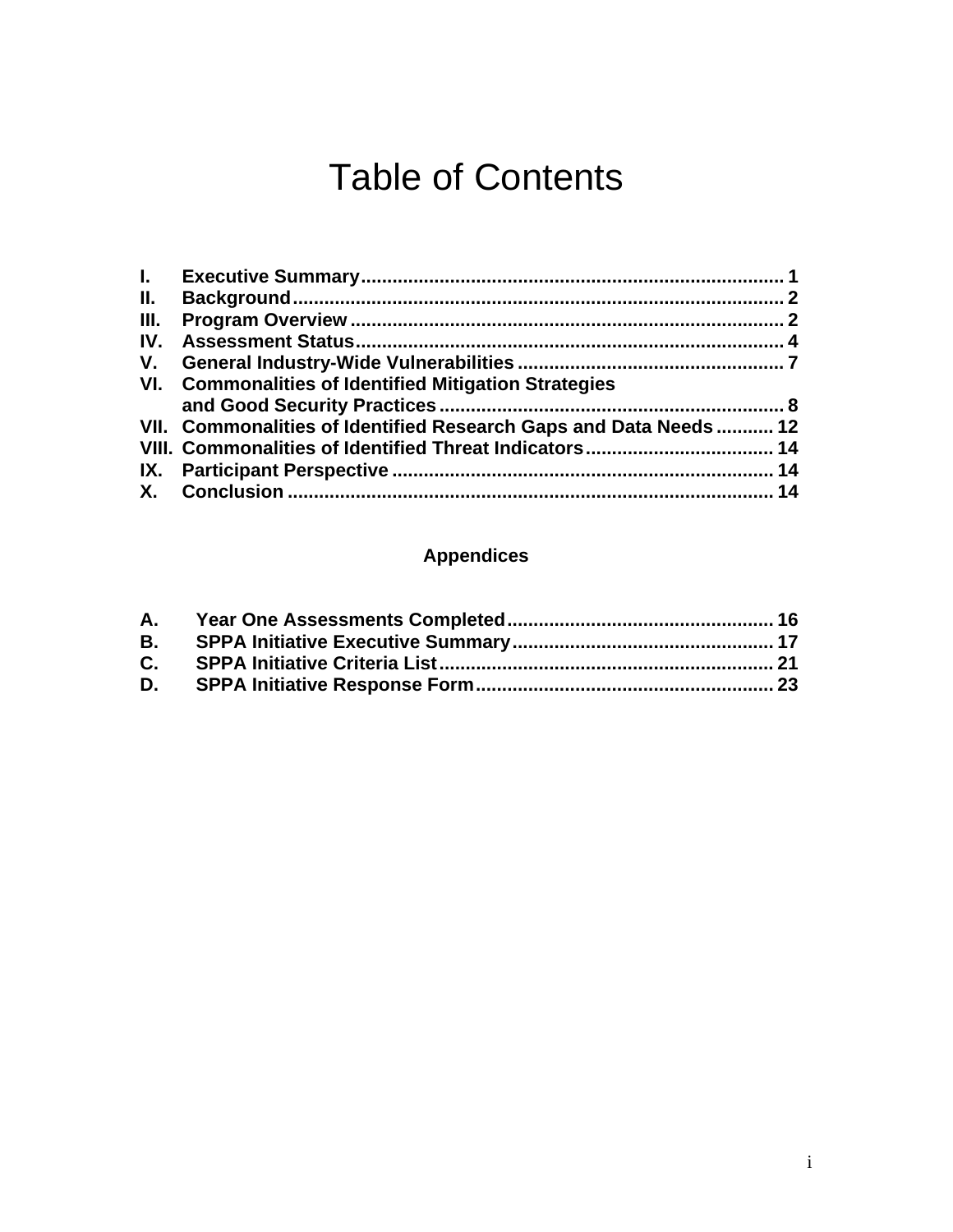# Table of Contents

| | | |
|---|---|---|
| **I.** | **Executive Summary** | **1** |
| **II.** | **Background** | **2** |
| **III.** | **Program Overview** | **2** |
| **IV.** | **Assessment Status** | **4** |
| **V.** | **General Industry-Wide Vulnerabilities** | **7** |
| **VI.** | **Commonalities of Identified Mitigation Strategies and Good Security Practices** | **8** |
| **VII.** | **Commonalities of Identified Research Gaps and Data Needs** | **12** |
| **VIII.** | **Commonalities of Identified Threat Indicators** | **14** |
| **IX.** | **Participant Perspective** | **14** |
| **X.** | **Conclusion** | **14** |

## Appendices

| | | |
|---|---|---|
| **A.** | **Year One Assessments Completed** | **16** |
| **B.** | **SPPA Initiative Executive Summary** | **17** |
| **C.** | **SPPA Initiative Criteria List** | **21** |
| **D.** | **SPPA Initiative Response Form** | **23** |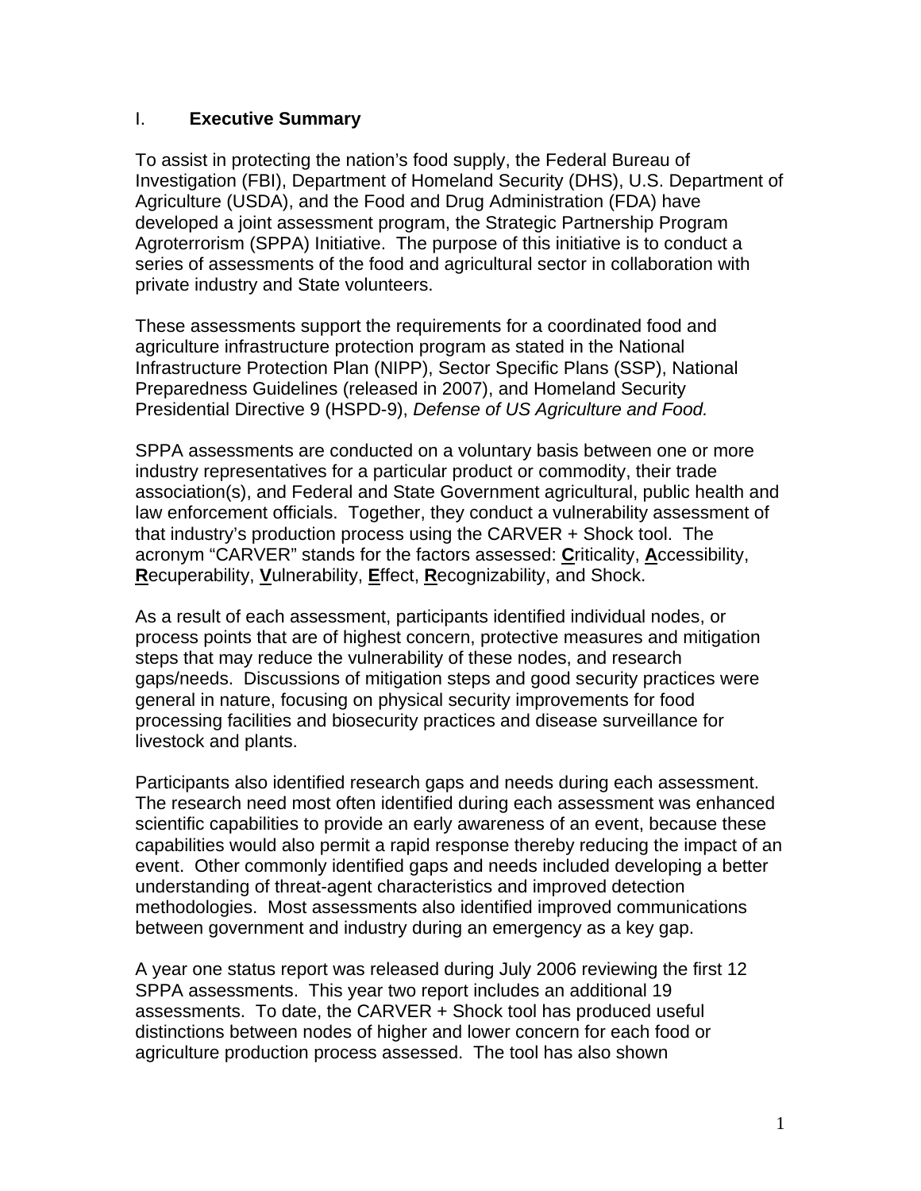# I. **Executive Summary**

To assist in protecting the nation's food supply, the Federal Bureau of Investigation (FBI), Department of Homeland Security (DHS), U.S. Department of Agriculture (USDA), and the Food and Drug Administration (FDA) have developed a joint assessment program, the Strategic Partnership Program Agroterrorism (SPPA) Initiative. The purpose of this initiative is to conduct a series of assessments of the food and agricultural sector in collaboration with private industry and State volunteers.

These assessments support the requirements for a coordinated food and agriculture infrastructure protection program as stated in the National Infrastructure Protection Plan (NIPP), Sector Specific Plans (SSP), National Preparedness Guidelines (released in 2007), and Homeland Security Presidential Directive 9 (HSPD-9), *Defense of US Agriculture and Food.*

SPPA assessments are conducted on a voluntary basis between one or more industry representatives for a particular product or commodity, their trade association(s), and Federal and State Government agricultural, public health and law enforcement officials. Together, they conduct a vulnerability assessment of that industry's production process using the CARVER + Shock tool. The acronym "CARVER" stands for the factors assessed: **C**riticality, **A**ccessibility, **R**ecuperability, **V**ulnerability, **E**ffect, **R**ecognizability, and Shock.

As a result of each assessment, participants identified individual nodes, or process points that are of highest concern, protective measures and mitigation steps that may reduce the vulnerability of these nodes, and research gaps/needs. Discussions of mitigation steps and good security practices were general in nature, focusing on physical security improvements for food processing facilities and biosecurity practices and disease surveillance for livestock and plants.

Participants also identified research gaps and needs during each assessment. The research need most often identified during each assessment was enhanced scientific capabilities to provide an early awareness of an event, because these capabilities would also permit a rapid response thereby reducing the impact of an event. Other commonly identified gaps and needs included developing a better understanding of threat-agent characteristics and improved detection methodologies. Most assessments also identified improved communications between government and industry during an emergency as a key gap.

A year one status report was released during July 2006 reviewing the first 12 SPPA assessments. This year two report includes an additional 19 assessments. To date, the CARVER + Shock tool has produced useful distinctions between nodes of higher and lower concern for each food or agriculture production process assessed. The tool has also shown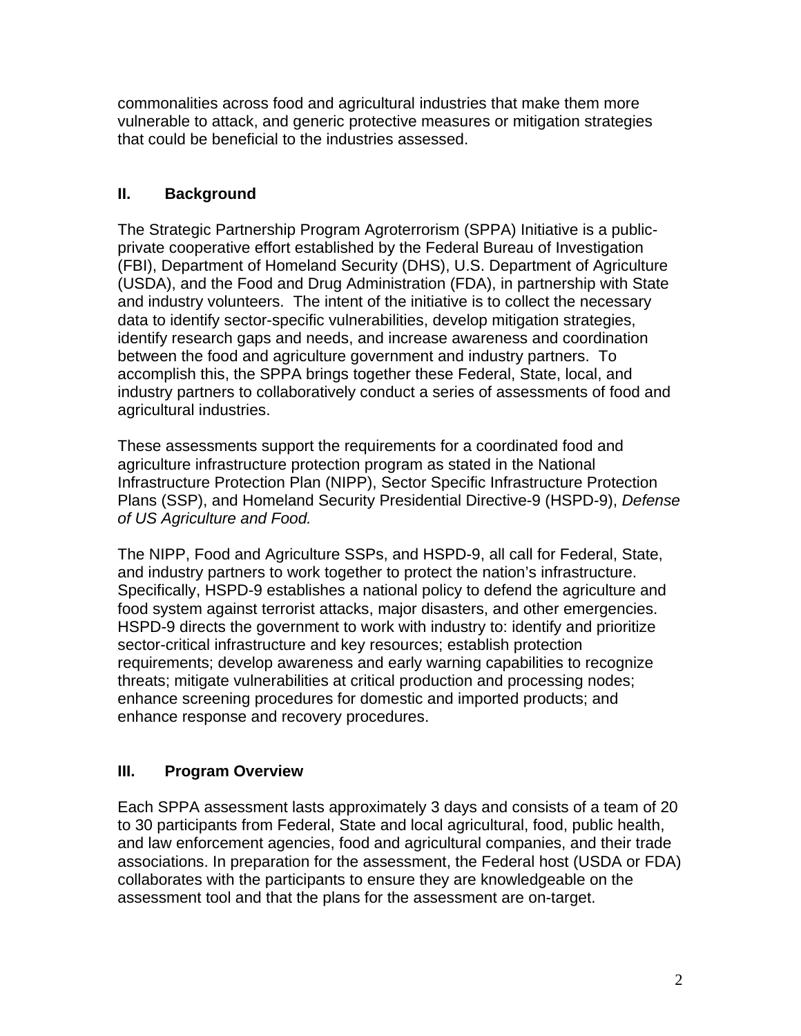commonalities across food and agricultural industries that make them more vulnerable to attack, and generic protective measures or mitigation strategies that could be beneficial to the industries assessed.

## II. Background

The Strategic Partnership Program Agroterrorism (SPPA) Initiative is a public-private cooperative effort established by the Federal Bureau of Investigation (FBI), Department of Homeland Security (DHS), U.S. Department of Agriculture (USDA), and the Food and Drug Administration (FDA), in partnership with State and industry volunteers. The intent of the initiative is to collect the necessary data to identify sector-specific vulnerabilities, develop mitigation strategies, identify research gaps and needs, and increase awareness and coordination between the food and agriculture government and industry partners. To accomplish this, the SPPA brings together these Federal, State, local, and industry partners to collaboratively conduct a series of assessments of food and agricultural industries.

These assessments support the requirements for a coordinated food and agriculture infrastructure protection program as stated in the National Infrastructure Protection Plan (NIPP), Sector Specific Infrastructure Protection Plans (SSP), and Homeland Security Presidential Directive-9 (HSPD-9), *Defense of US Agriculture and Food.*

The NIPP, Food and Agriculture SSPs, and HSPD-9, all call for Federal, State, and industry partners to work together to protect the nation's infrastructure. Specifically, HSPD-9 establishes a national policy to defend the agriculture and food system against terrorist attacks, major disasters, and other emergencies. HSPD-9 directs the government to work with industry to: identify and prioritize sector-critical infrastructure and key resources; establish protection requirements; develop awareness and early warning capabilities to recognize threats; mitigate vulnerabilities at critical production and processing nodes; enhance screening procedures for domestic and imported products; and enhance response and recovery procedures.

## III. Program Overview

Each SPPA assessment lasts approximately 3 days and consists of a team of 20 to 30 participants from Federal, State and local agricultural, food, public health, and law enforcement agencies, food and agricultural companies, and their trade associations. In preparation for the assessment, the Federal host (USDA or FDA) collaborates with the participants to ensure they are knowledgeable on the assessment tool and that the plans for the assessment are on-target.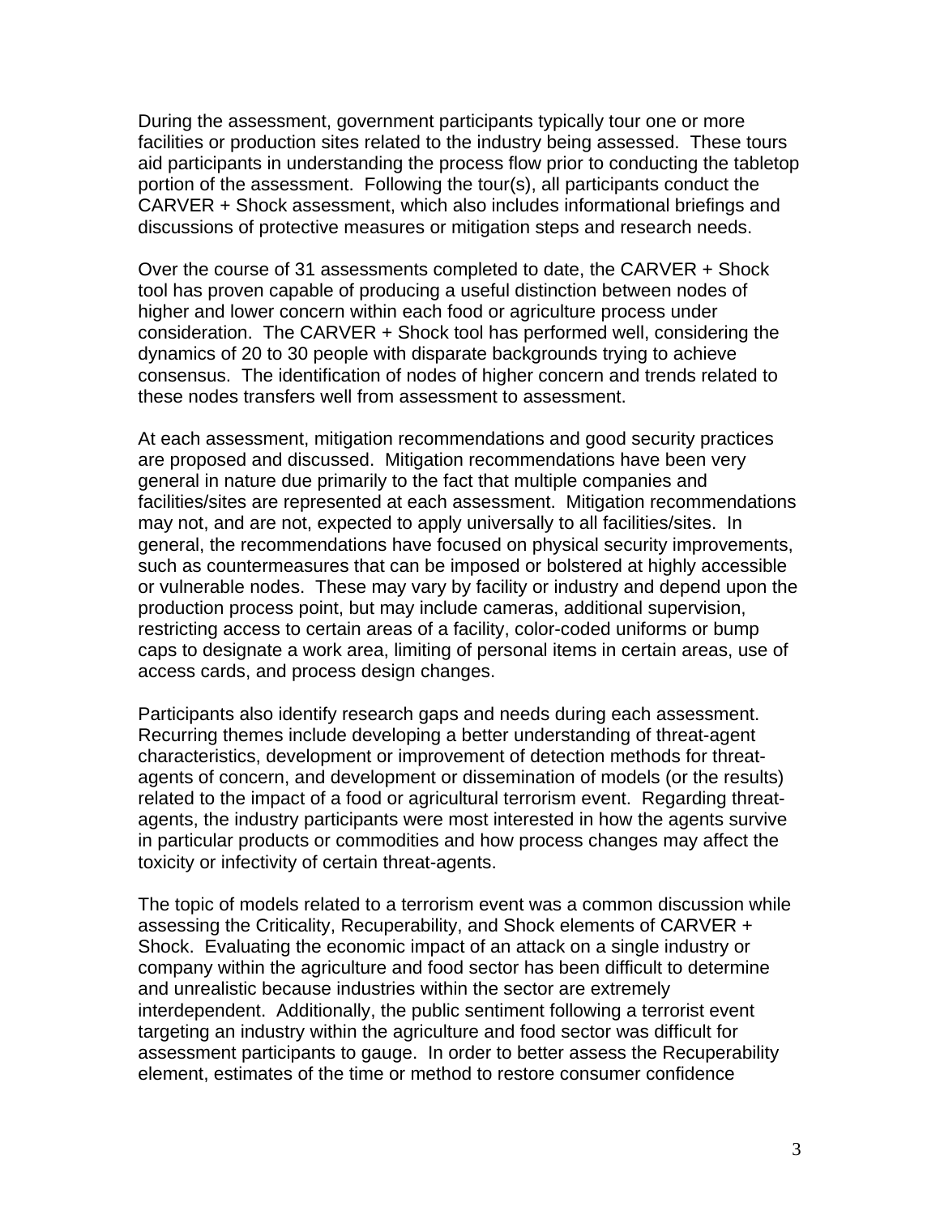During the assessment, government participants typically tour one or more facilities or production sites related to the industry being assessed. These tours aid participants in understanding the process flow prior to conducting the tabletop portion of the assessment. Following the tour(s), all participants conduct the CARVER + Shock assessment, which also includes informational briefings and discussions of protective measures or mitigation steps and research needs.

Over the course of 31 assessments completed to date, the CARVER + Shock tool has proven capable of producing a useful distinction between nodes of higher and lower concern within each food or agriculture process under consideration. The CARVER + Shock tool has performed well, considering the dynamics of 20 to 30 people with disparate backgrounds trying to achieve consensus. The identification of nodes of higher concern and trends related to these nodes transfers well from assessment to assessment.

At each assessment, mitigation recommendations and good security practices are proposed and discussed. Mitigation recommendations have been very general in nature due primarily to the fact that multiple companies and facilities/sites are represented at each assessment. Mitigation recommendations may not, and are not, expected to apply universally to all facilities/sites. In general, the recommendations have focused on physical security improvements, such as countermeasures that can be imposed or bolstered at highly accessible or vulnerable nodes. These may vary by facility or industry and depend upon the production process point, but may include cameras, additional supervision, restricting access to certain areas of a facility, color-coded uniforms or bump caps to designate a work area, limiting of personal items in certain areas, use of access cards, and process design changes.

Participants also identify research gaps and needs during each assessment. Recurring themes include developing a better understanding of threat-agent characteristics, development or improvement of detection methods for threat-agents of concern, and development or dissemination of models (or the results) related to the impact of a food or agricultural terrorism event. Regarding threat-agents, the industry participants were most interested in how the agents survive in particular products or commodities and how process changes may affect the toxicity or infectivity of certain threat-agents.

The topic of models related to a terrorism event was a common discussion while assessing the Criticality, Recuperability, and Shock elements of CARVER + Shock. Evaluating the economic impact of an attack on a single industry or company within the agriculture and food sector has been difficult to determine and unrealistic because industries within the sector are extremely interdependent. Additionally, the public sentiment following a terrorist event targeting an industry within the agriculture and food sector was difficult for assessment participants to gauge. In order to better assess the Recuperability element, estimates of the time or method to restore consumer confidence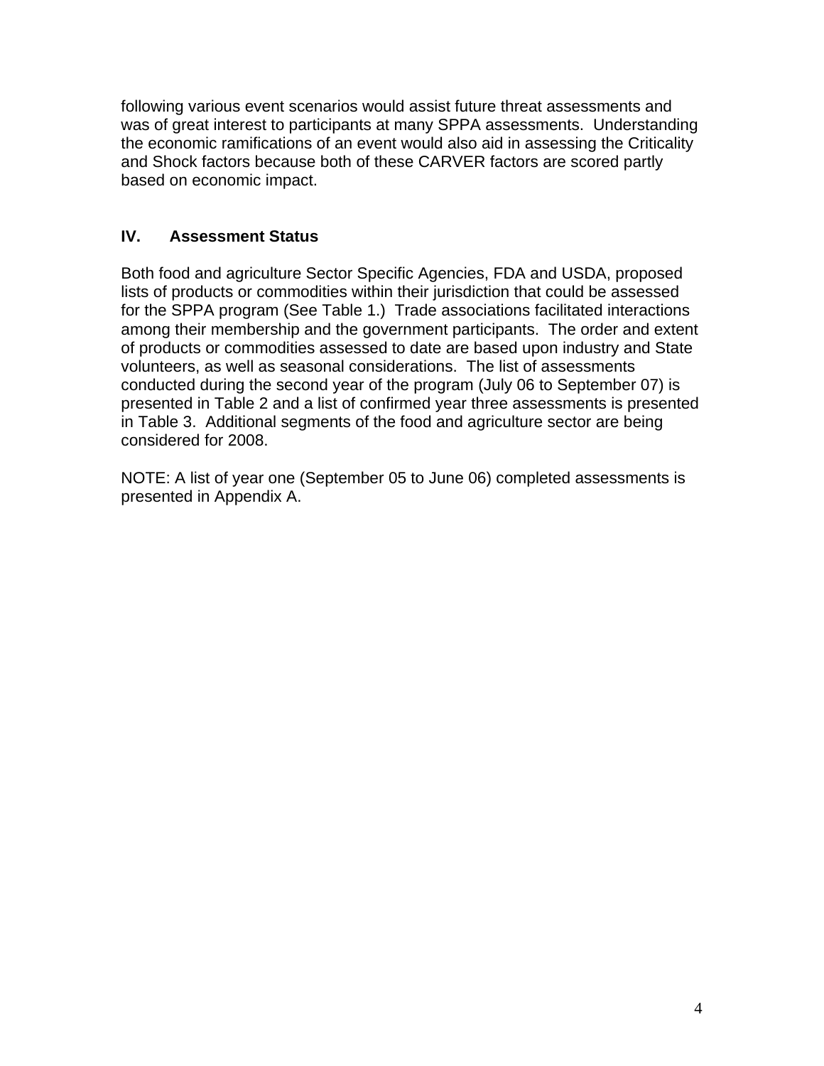following various event scenarios would assist future threat assessments and was of great interest to participants at many SPPA assessments. Understanding the economic ramifications of an event would also aid in assessing the Criticality and Shock factors because both of these CARVER factors are scored partly based on economic impact.

## IV. Assessment Status

Both food and agriculture Sector Specific Agencies, FDA and USDA, proposed lists of products or commodities within their jurisdiction that could be assessed for the SPPA program (See Table 1.) Trade associations facilitated interactions among their membership and the government participants. The order and extent of products or commodities assessed to date are based upon industry and State volunteers, as well as seasonal considerations. The list of assessments conducted during the second year of the program (July 06 to September 07) is presented in Table 2 and a list of confirmed year three assessments is presented in Table 3. Additional segments of the food and agriculture sector are being considered for 2008.

NOTE: A list of year one (September 05 to June 06) completed assessments is presented in Appendix A.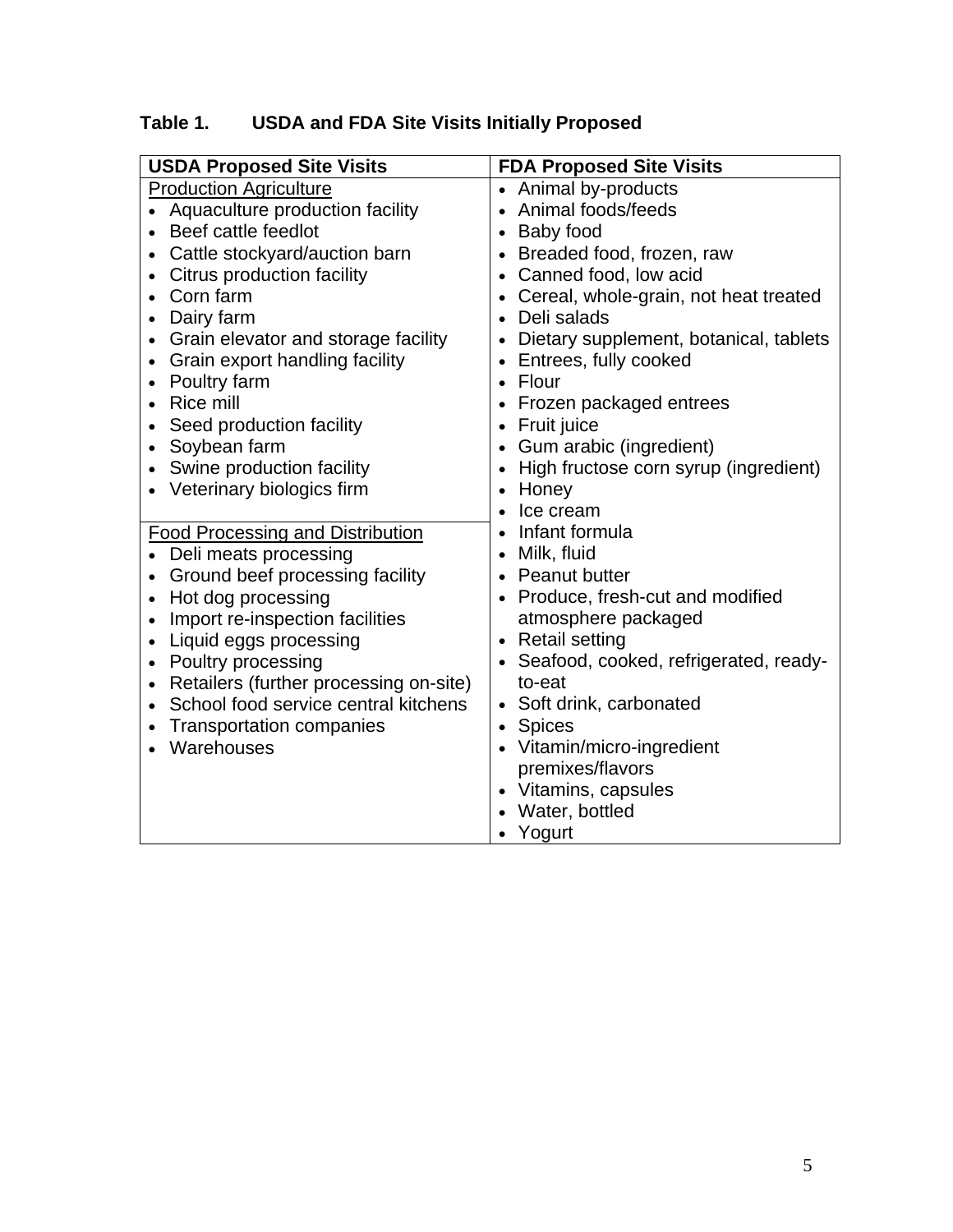**Table 1. USDA and FDA Site Visits Initially Proposed**

| USDA Proposed Site Visits | FDA Proposed Site Visits |
|---|---|
| <u>Production Agriculture</u><br>• Aquaculture production facility<br>• Beef cattle feedlot<br>• Cattle stockyard/auction barn<br>• Citrus production facility<br>• Corn farm<br>• Dairy farm<br>• Grain elevator and storage facility<br>• Grain export handling facility<br>• Poultry farm<br>• Rice mill<br>• Seed production facility<br>• Soybean farm<br>• Swine production facility<br>• Veterinary biologics firm<br><br><u>Food Processing and Distribution</u><br>• Deli meats processing<br>• Ground beef processing facility<br>• Hot dog processing<br>• Import re-inspection facilities<br>• Liquid eggs processing<br>• Poultry processing<br>• Retailers (further processing on-site)<br>• School food service central kitchens<br>• Transportation companies<br>• Warehouses | • Animal by-products<br>• Animal foods/feeds<br>• Baby food<br>• Breaded food, frozen, raw<br>• Canned food, low acid<br>• Cereal, whole-grain, not heat treated<br>• Deli salads<br>• Dietary supplement, botanical, tablets<br>• Entrees, fully cooked<br>• Flour<br>• Frozen packaged entrees<br>• Fruit juice<br>• Gum arabic (ingredient)<br>• High fructose corn syrup (ingredient)<br>• Honey<br>• Ice cream<br>• Infant formula<br>• Milk, fluid<br>• Peanut butter<br>• Produce, fresh-cut and modified atmosphere packaged<br>• Retail setting<br>• Seafood, cooked, refrigerated, ready-to-eat<br>• Soft drink, carbonated<br>• Spices<br>• Vitamin/micro-ingredient premixes/flavors<br>• Vitamins, capsules<br>• Water, bottled<br>• Yogurt |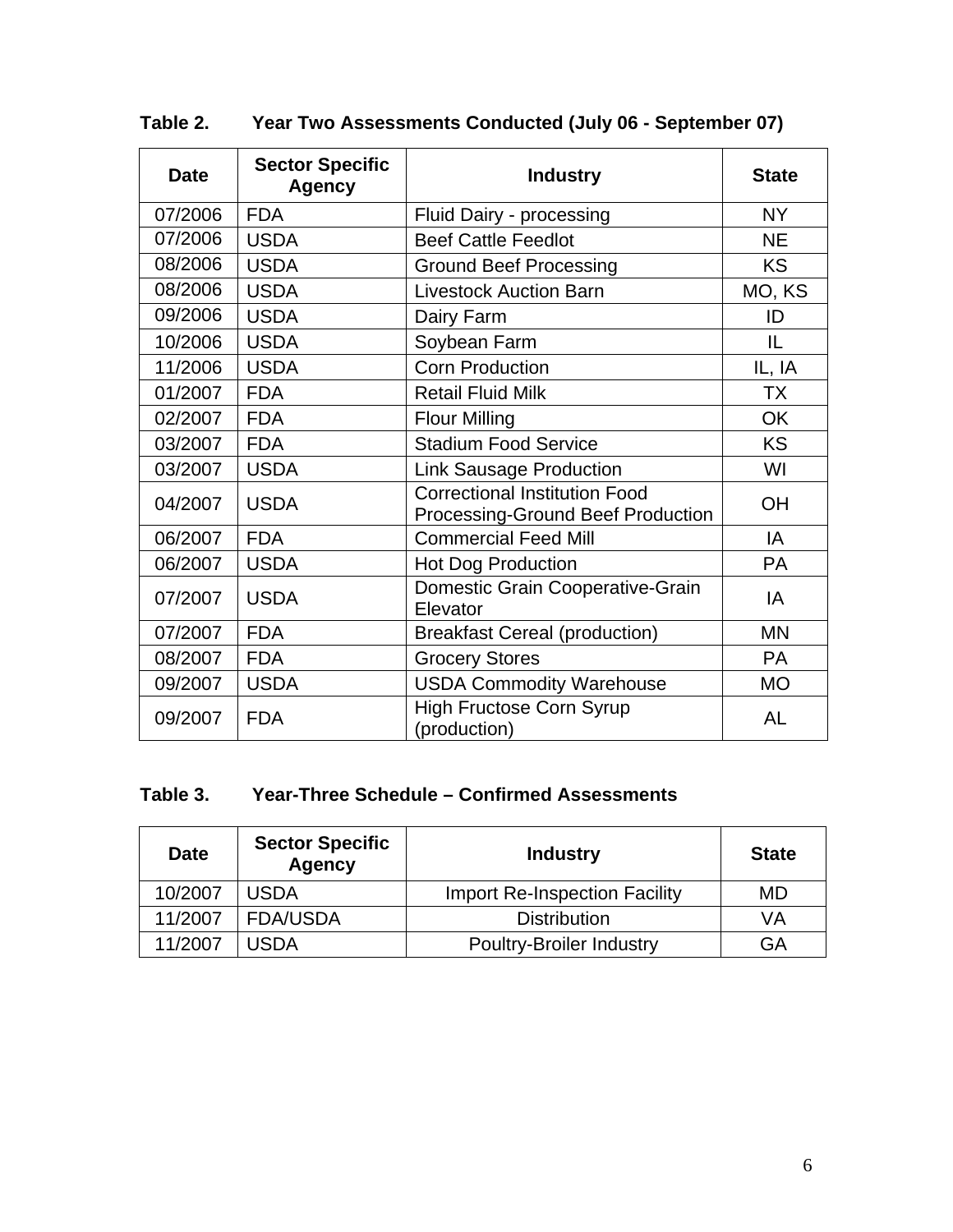**Table 2. Year Two Assessments Conducted (July 06 - September 07)**

| Date | Sector Specific Agency | Industry | State |
|---|---|---|---|
| 07/2006 | FDA | Fluid Dairy - processing | NY |
| 07/2006 | USDA | Beef Cattle Feedlot | NE |
| 08/2006 | USDA | Ground Beef Processing | KS |
| 08/2006 | USDA | Livestock Auction Barn | MO, KS |
| 09/2006 | USDA | Dairy Farm | ID |
| 10/2006 | USDA | Soybean Farm | IL |
| 11/2006 | USDA | Corn Production | IL, IA |
| 01/2007 | FDA | Retail Fluid Milk | TX |
| 02/2007 | FDA | Flour Milling | OK |
| 03/2007 | FDA | Stadium Food Service | KS |
| 03/2007 | USDA | Link Sausage Production | WI |
| 04/2007 | USDA | Correctional Institution Food Processing-Ground Beef Production | OH |
| 06/2007 | FDA | Commercial Feed Mill | IA |
| 06/2007 | USDA | Hot Dog Production | PA |
| 07/2007 | USDA | Domestic Grain Cooperative-Grain Elevator | IA |
| 07/2007 | FDA | Breakfast Cereal (production) | MN |
| 08/2007 | FDA | Grocery Stores | PA |
| 09/2007 | USDA | USDA Commodity Warehouse | MO |
| 09/2007 | FDA | High Fructose Corn Syrup (production) | AL |

**Table 3. Year-Three Schedule – Confirmed Assessments**

| Date | Sector Specific Agency | Industry | State |
|---|---|---|---|
| 10/2007 | USDA | Import Re-Inspection Facility | MD |
| 11/2007 | FDA/USDA | Distribution | VA |
| 11/2007 | USDA | Poultry-Broiler Industry | GA |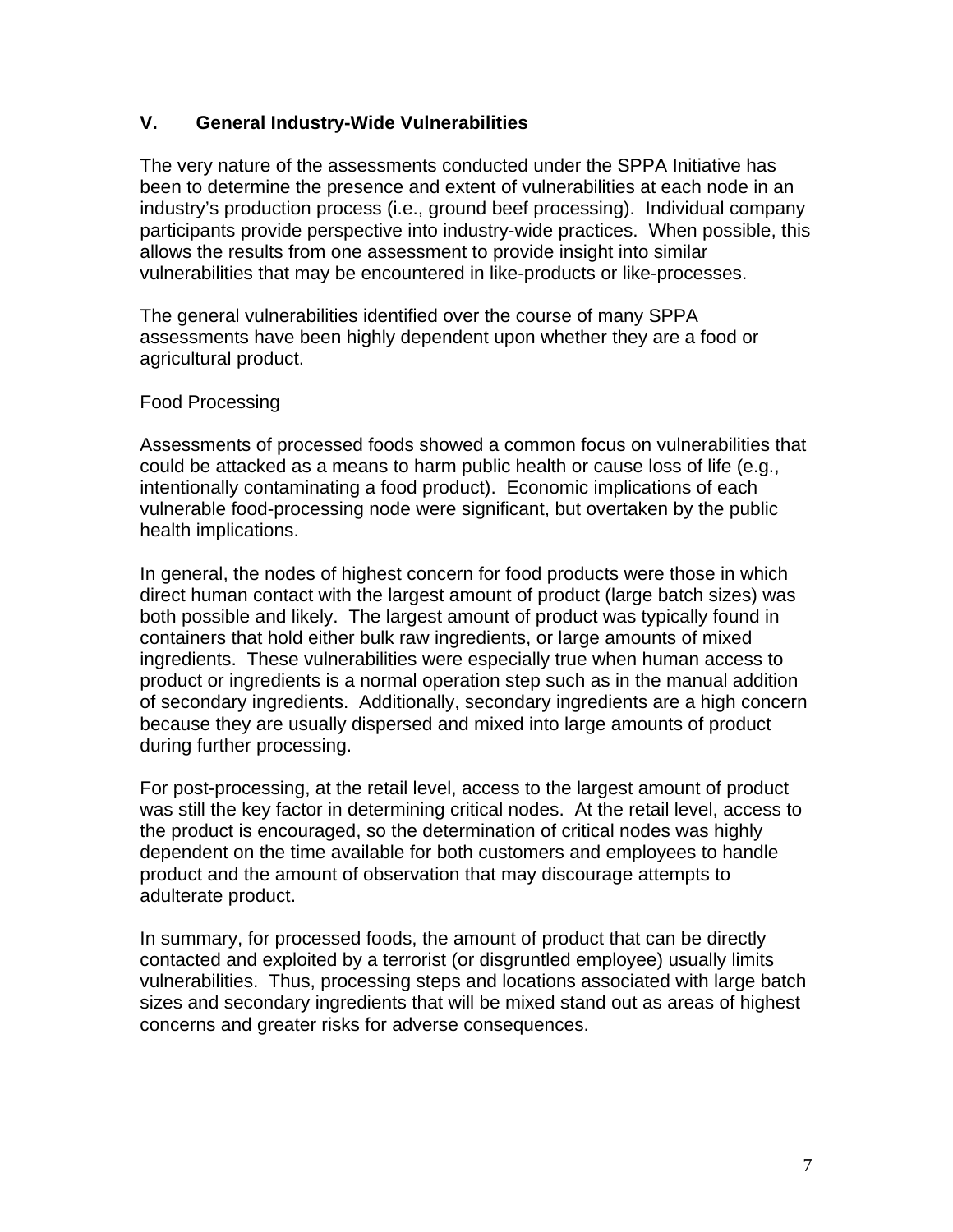## V. General Industry-Wide Vulnerabilities

The very nature of the assessments conducted under the SPPA Initiative has been to determine the presence and extent of vulnerabilities at each node in an industry's production process (i.e., ground beef processing). Individual company participants provide perspective into industry-wide practices. When possible, this allows the results from one assessment to provide insight into similar vulnerabilities that may be encountered in like-products or like-processes.

The general vulnerabilities identified over the course of many SPPA assessments have been highly dependent upon whether they are a food or agricultural product.

Food Processing

Assessments of processed foods showed a common focus on vulnerabilities that could be attacked as a means to harm public health or cause loss of life (e.g., intentionally contaminating a food product). Economic implications of each vulnerable food-processing node were significant, but overtaken by the public health implications.

In general, the nodes of highest concern for food products were those in which direct human contact with the largest amount of product (large batch sizes) was both possible and likely. The largest amount of product was typically found in containers that hold either bulk raw ingredients, or large amounts of mixed ingredients. These vulnerabilities were especially true when human access to product or ingredients is a normal operation step such as in the manual addition of secondary ingredients. Additionally, secondary ingredients are a high concern because they are usually dispersed and mixed into large amounts of product during further processing.

For post-processing, at the retail level, access to the largest amount of product was still the key factor in determining critical nodes. At the retail level, access to the product is encouraged, so the determination of critical nodes was highly dependent on the time available for both customers and employees to handle product and the amount of observation that may discourage attempts to adulterate product.

In summary, for processed foods, the amount of product that can be directly contacted and exploited by a terrorist (or disgruntled employee) usually limits vulnerabilities. Thus, processing steps and locations associated with large batch sizes and secondary ingredients that will be mixed stand out as areas of highest concerns and greater risks for adverse consequences.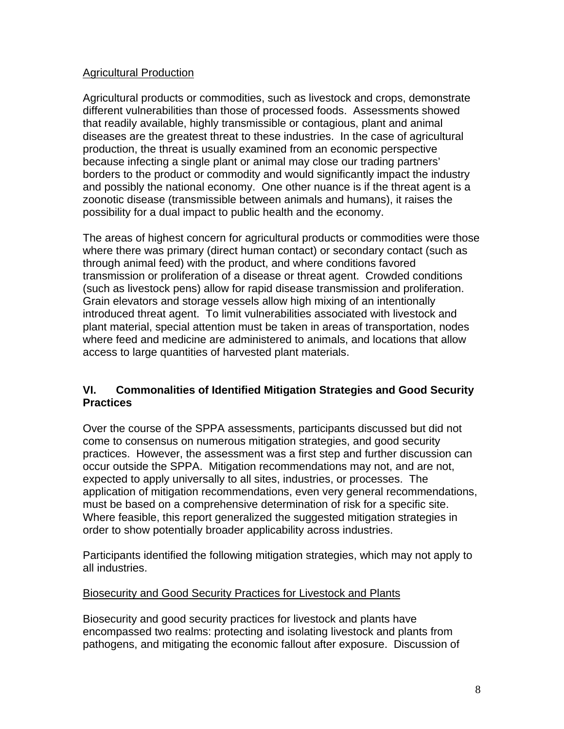Agricultural Production

Agricultural products or commodities, such as livestock and crops, demonstrate different vulnerabilities than those of processed foods. Assessments showed that readily available, highly transmissible or contagious, plant and animal diseases are the greatest threat to these industries. In the case of agricultural production, the threat is usually examined from an economic perspective because infecting a single plant or animal may close our trading partners' borders to the product or commodity and would significantly impact the industry and possibly the national economy. One other nuance is if the threat agent is a zoonotic disease (transmissible between animals and humans), it raises the possibility for a dual impact to public health and the economy.

The areas of highest concern for agricultural products or commodities were those where there was primary (direct human contact) or secondary contact (such as through animal feed) with the product, and where conditions favored transmission or proliferation of a disease or threat agent. Crowded conditions (such as livestock pens) allow for rapid disease transmission and proliferation. Grain elevators and storage vessels allow high mixing of an intentionally introduced threat agent. To limit vulnerabilities associated with livestock and plant material, special attention must be taken in areas of transportation, nodes where feed and medicine are administered to animals, and locations that allow access to large quantities of harvested plant materials.

## VI. Commonalities of Identified Mitigation Strategies and Good Security Practices

Over the course of the SPPA assessments, participants discussed but did not come to consensus on numerous mitigation strategies, and good security practices. However, the assessment was a first step and further discussion can occur outside the SPPA. Mitigation recommendations may not, and are not, expected to apply universally to all sites, industries, or processes. The application of mitigation recommendations, even very general recommendations, must be based on a comprehensive determination of risk for a specific site. Where feasible, this report generalized the suggested mitigation strategies in order to show potentially broader applicability across industries.

Participants identified the following mitigation strategies, which may not apply to all industries.

Biosecurity and Good Security Practices for Livestock and Plants

Biosecurity and good security practices for livestock and plants have encompassed two realms: protecting and isolating livestock and plants from pathogens, and mitigating the economic fallout after exposure. Discussion of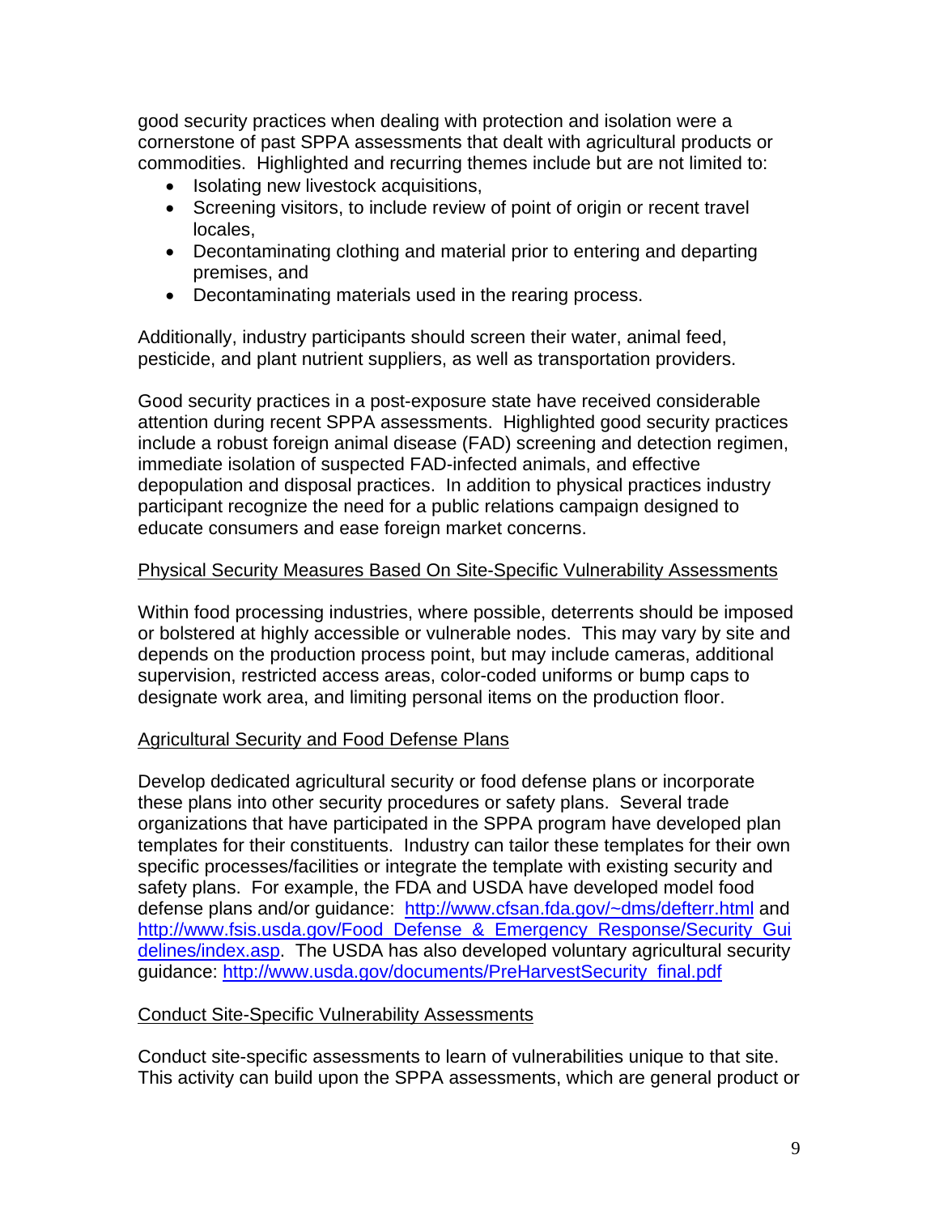good security practices when dealing with protection and isolation were a cornerstone of past SPPA assessments that dealt with agricultural products or commodities. Highlighted and recurring themes include but are not limited to:

- Isolating new livestock acquisitions,
- Screening visitors, to include review of point of origin or recent travel locales,
- Decontaminating clothing and material prior to entering and departing premises, and
- Decontaminating materials used in the rearing process.

Additionally, industry participants should screen their water, animal feed, pesticide, and plant nutrient suppliers, as well as transportation providers.

Good security practices in a post-exposure state have received considerable attention during recent SPPA assessments. Highlighted good security practices include a robust foreign animal disease (FAD) screening and detection regimen, immediate isolation of suspected FAD-infected animals, and effective depopulation and disposal practices. In addition to physical practices industry participant recognize the need for a public relations campaign designed to educate consumers and ease foreign market concerns.

Physical Security Measures Based On Site-Specific Vulnerability Assessments

Within food processing industries, where possible, deterrents should be imposed or bolstered at highly accessible or vulnerable nodes. This may vary by site and depends on the production process point, but may include cameras, additional supervision, restricted access areas, color-coded uniforms or bump caps to designate work area, and limiting personal items on the production floor.

Agricultural Security and Food Defense Plans

Develop dedicated agricultural security or food defense plans or incorporate these plans into other security procedures or safety plans. Several trade organizations that have participated in the SPPA program have developed plan templates for their constituents. Industry can tailor these templates for their own specific processes/facilities or integrate the template with existing security and safety plans. For example, the FDA and USDA have developed model food defense plans and/or guidance: http://www.cfsan.fda.gov/~dms/defterr.html and http://www.fsis.usda.gov/Food_Defense_&_Emergency_Response/Security_Guidelines/index.asp. The USDA has also developed voluntary agricultural security guidance: http://www.usda.gov/documents/PreHarvestSecurity_final.pdf

Conduct Site-Specific Vulnerability Assessments

Conduct site-specific assessments to learn of vulnerabilities unique to that site. This activity can build upon the SPPA assessments, which are general product or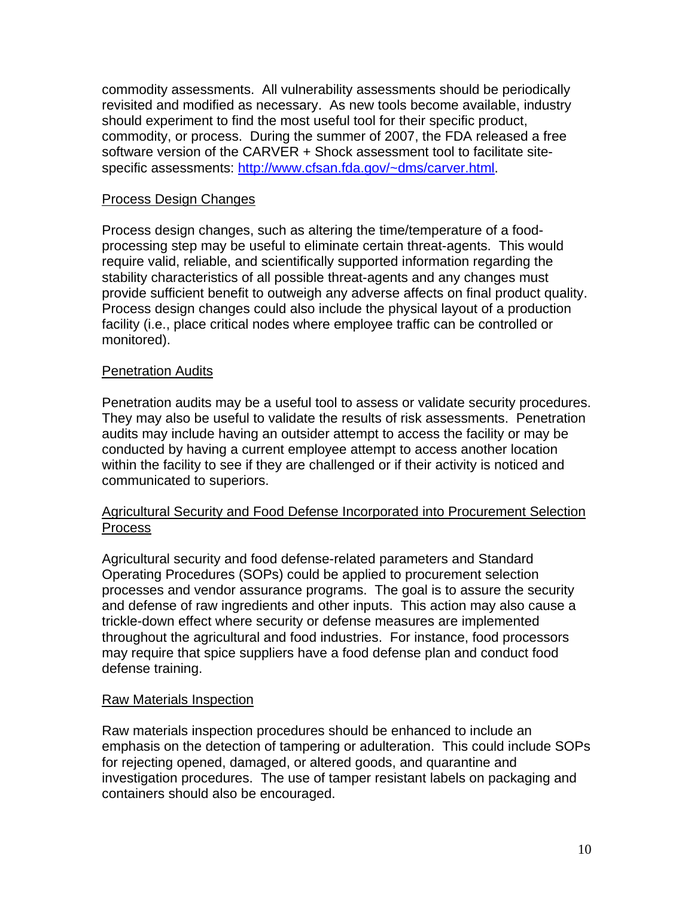commodity assessments. All vulnerability assessments should be periodically revisited and modified as necessary. As new tools become available, industry should experiment to find the most useful tool for their specific product, commodity, or process. During the summer of 2007, the FDA released a free software version of the CARVER + Shock assessment tool to facilitate site-specific assessments: [http://www.cfsan.fda.gov/~dms/carver.html](http://www.cfsan.fda.gov/~dms/carver.html).

### Process Design Changes

Process design changes, such as altering the time/temperature of a food-processing step may be useful to eliminate certain threat-agents. This would require valid, reliable, and scientifically supported information regarding the stability characteristics of all possible threat-agents and any changes must provide sufficient benefit to outweigh any adverse affects on final product quality. Process design changes could also include the physical layout of a production facility (i.e., place critical nodes where employee traffic can be controlled or monitored).

### Penetration Audits

Penetration audits may be a useful tool to assess or validate security procedures. They may also be useful to validate the results of risk assessments. Penetration audits may include having an outsider attempt to access the facility or may be conducted by having a current employee attempt to access another location within the facility to see if they are challenged or if their activity is noticed and communicated to superiors.

### Agricultural Security and Food Defense Incorporated into Procurement Selection Process

Agricultural security and food defense-related parameters and Standard Operating Procedures (SOPs) could be applied to procurement selection processes and vendor assurance programs. The goal is to assure the security and defense of raw ingredients and other inputs. This action may also cause a trickle-down effect where security or defense measures are implemented throughout the agricultural and food industries. For instance, food processors may require that spice suppliers have a food defense plan and conduct food defense training.

### Raw Materials Inspection

Raw materials inspection procedures should be enhanced to include an emphasis on the detection of tampering or adulteration. This could include SOPs for rejecting opened, damaged, or altered goods, and quarantine and investigation procedures. The use of tamper resistant labels on packaging and containers should also be encouraged.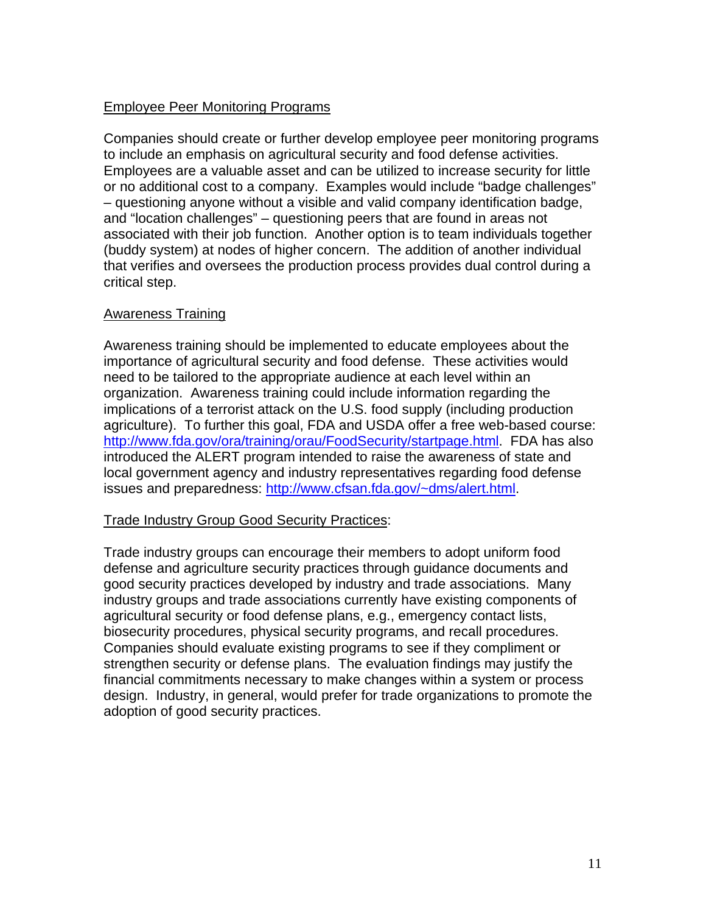Employee Peer Monitoring Programs

Companies should create or further develop employee peer monitoring programs to include an emphasis on agricultural security and food defense activities. Employees are a valuable asset and can be utilized to increase security for little or no additional cost to a company. Examples would include "badge challenges" – questioning anyone without a visible and valid company identification badge, and "location challenges" – questioning peers that are found in areas not associated with their job function. Another option is to team individuals together (buddy system) at nodes of higher concern. The addition of another individual that verifies and oversees the production process provides dual control during a critical step.

Awareness Training

Awareness training should be implemented to educate employees about the importance of agricultural security and food defense. These activities would need to be tailored to the appropriate audience at each level within an organization. Awareness training could include information regarding the implications of a terrorist attack on the U.S. food supply (including production agriculture). To further this goal, FDA and USDA offer a free web-based course: [http://www.fda.gov/ora/training/orau/FoodSecurity/startpage.html](http://www.fda.gov/ora/training/orau/FoodSecurity/startpage.html). FDA has also introduced the ALERT program intended to raise the awareness of state and local government agency and industry representatives regarding food defense issues and preparedness: [http://www.cfsan.fda.gov/~dms/alert.html](http://www.cfsan.fda.gov/~dms/alert.html).

Trade Industry Group Good Security Practices:

Trade industry groups can encourage their members to adopt uniform food defense and agriculture security practices through guidance documents and good security practices developed by industry and trade associations. Many industry groups and trade associations currently have existing components of agricultural security or food defense plans, e.g., emergency contact lists, biosecurity procedures, physical security programs, and recall procedures. Companies should evaluate existing programs to see if they compliment or strengthen security or defense plans. The evaluation findings may justify the financial commitments necessary to make changes within a system or process design. Industry, in general, would prefer for trade organizations to promote the adoption of good security practices.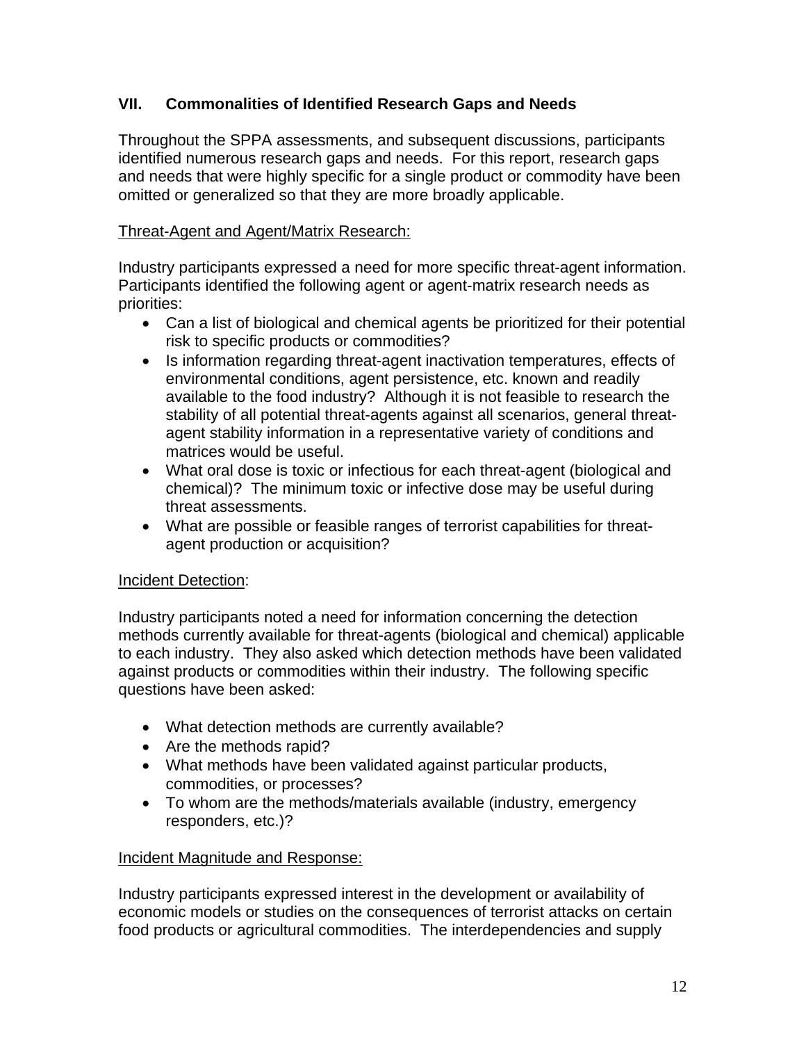## VII. Commonalities of Identified Research Gaps and Needs

Throughout the SPPA assessments, and subsequent discussions, participants identified numerous research gaps and needs. For this report, research gaps and needs that were highly specific for a single product or commodity have been omitted or generalized so that they are more broadly applicable.

Threat-Agent and Agent/Matrix Research:

Industry participants expressed a need for more specific threat-agent information. Participants identified the following agent or agent-matrix research needs as priorities:

- Can a list of biological and chemical agents be prioritized for their potential risk to specific products or commodities?
- Is information regarding threat-agent inactivation temperatures, effects of environmental conditions, agent persistence, etc. known and readily available to the food industry? Although it is not feasible to research the stability of all potential threat-agents against all scenarios, general threat-agent stability information in a representative variety of conditions and matrices would be useful.
- What oral dose is toxic or infectious for each threat-agent (biological and chemical)? The minimum toxic or infective dose may be useful during threat assessments.
- What are possible or feasible ranges of terrorist capabilities for threat-agent production or acquisition?

Incident Detection:

Industry participants noted a need for information concerning the detection methods currently available for threat-agents (biological and chemical) applicable to each industry. They also asked which detection methods have been validated against products or commodities within their industry. The following specific questions have been asked:

- What detection methods are currently available?
- Are the methods rapid?
- What methods have been validated against particular products, commodities, or processes?
- To whom are the methods/materials available (industry, emergency responders, etc.)?

Incident Magnitude and Response:

Industry participants expressed interest in the development or availability of economic models or studies on the consequences of terrorist attacks on certain food products or agricultural commodities. The interdependencies and supply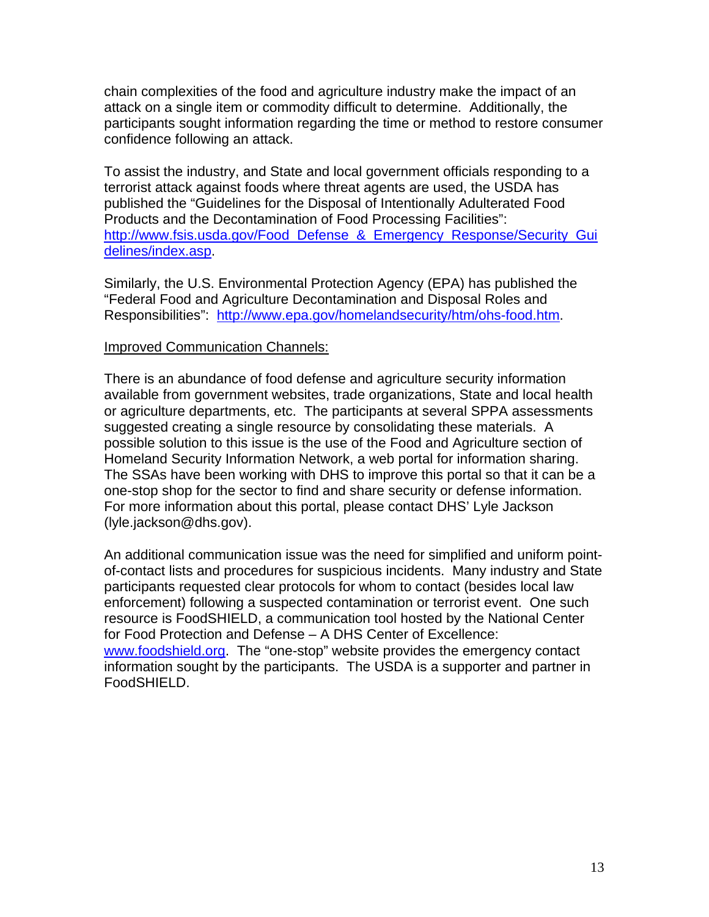chain complexities of the food and agriculture industry make the impact of an attack on a single item or commodity difficult to determine. Additionally, the participants sought information regarding the time or method to restore consumer confidence following an attack.

To assist the industry, and State and local government officials responding to a terrorist attack against foods where threat agents are used, the USDA has published the "Guidelines for the Disposal of Intentionally Adulterated Food Products and the Decontamination of Food Processing Facilities": http://www.fsis.usda.gov/Food_Defense_&_Emergency_Response/Security_Guidelines/index.asp.

Similarly, the U.S. Environmental Protection Agency (EPA) has published the "Federal Food and Agriculture Decontamination and Disposal Roles and Responsibilities": http://www.epa.gov/homelandsecurity/htm/ohs-food.htm.

Improved Communication Channels:

There is an abundance of food defense and agriculture security information available from government websites, trade organizations, State and local health or agriculture departments, etc. The participants at several SPPA assessments suggested creating a single resource by consolidating these materials. A possible solution to this issue is the use of the Food and Agriculture section of Homeland Security Information Network, a web portal for information sharing. The SSAs have been working with DHS to improve this portal so that it can be a one-stop shop for the sector to find and share security or defense information. For more information about this portal, please contact DHS' Lyle Jackson (lyle.jackson@dhs.gov).

An additional communication issue was the need for simplified and uniform point-of-contact lists and procedures for suspicious incidents. Many industry and State participants requested clear protocols for whom to contact (besides local law enforcement) following a suspected contamination or terrorist event. One such resource is FoodSHIELD, a communication tool hosted by the National Center for Food Protection and Defense – A DHS Center of Excellence: www.foodshield.org. The "one-stop" website provides the emergency contact information sought by the participants. The USDA is a supporter and partner in FoodSHIELD.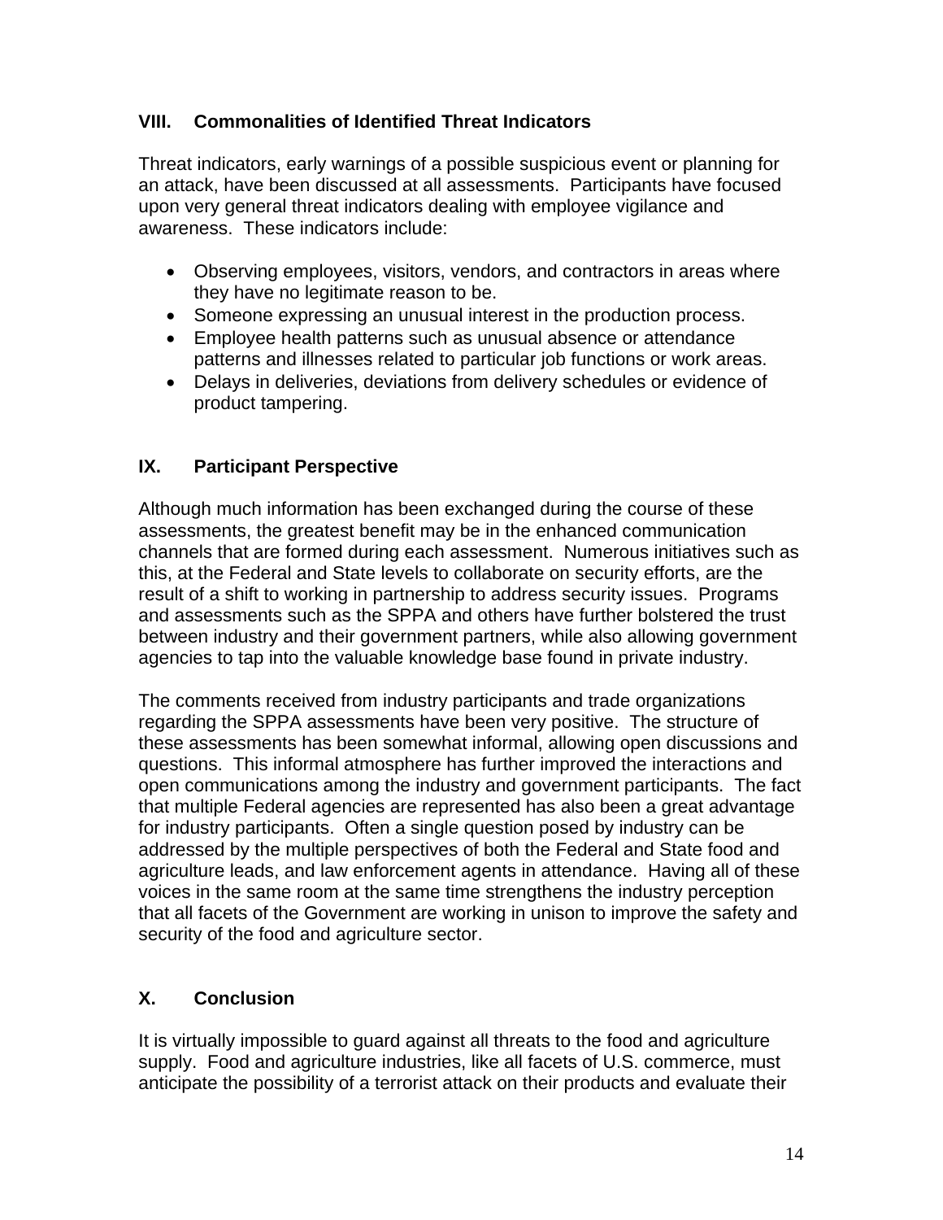## VIII. Commonalities of Identified Threat Indicators

Threat indicators, early warnings of a possible suspicious event or planning for an attack, have been discussed at all assessments. Participants have focused upon very general threat indicators dealing with employee vigilance and awareness. These indicators include:

- Observing employees, visitors, vendors, and contractors in areas where they have no legitimate reason to be.
- Someone expressing an unusual interest in the production process.
- Employee health patterns such as unusual absence or attendance patterns and illnesses related to particular job functions or work areas.
- Delays in deliveries, deviations from delivery schedules or evidence of product tampering.

## IX. Participant Perspective

Although much information has been exchanged during the course of these assessments, the greatest benefit may be in the enhanced communication channels that are formed during each assessment. Numerous initiatives such as this, at the Federal and State levels to collaborate on security efforts, are the result of a shift to working in partnership to address security issues. Programs and assessments such as the SPPA and others have further bolstered the trust between industry and their government partners, while also allowing government agencies to tap into the valuable knowledge base found in private industry.

The comments received from industry participants and trade organizations regarding the SPPA assessments have been very positive. The structure of these assessments has been somewhat informal, allowing open discussions and questions. This informal atmosphere has further improved the interactions and open communications among the industry and government participants. The fact that multiple Federal agencies are represented has also been a great advantage for industry participants. Often a single question posed by industry can be addressed by the multiple perspectives of both the Federal and State food and agriculture leads, and law enforcement agents in attendance. Having all of these voices in the same room at the same time strengthens the industry perception that all facets of the Government are working in unison to improve the safety and security of the food and agriculture sector.

## X. Conclusion

It is virtually impossible to guard against all threats to the food and agriculture supply. Food and agriculture industries, like all facets of U.S. commerce, must anticipate the possibility of a terrorist attack on their products and evaluate their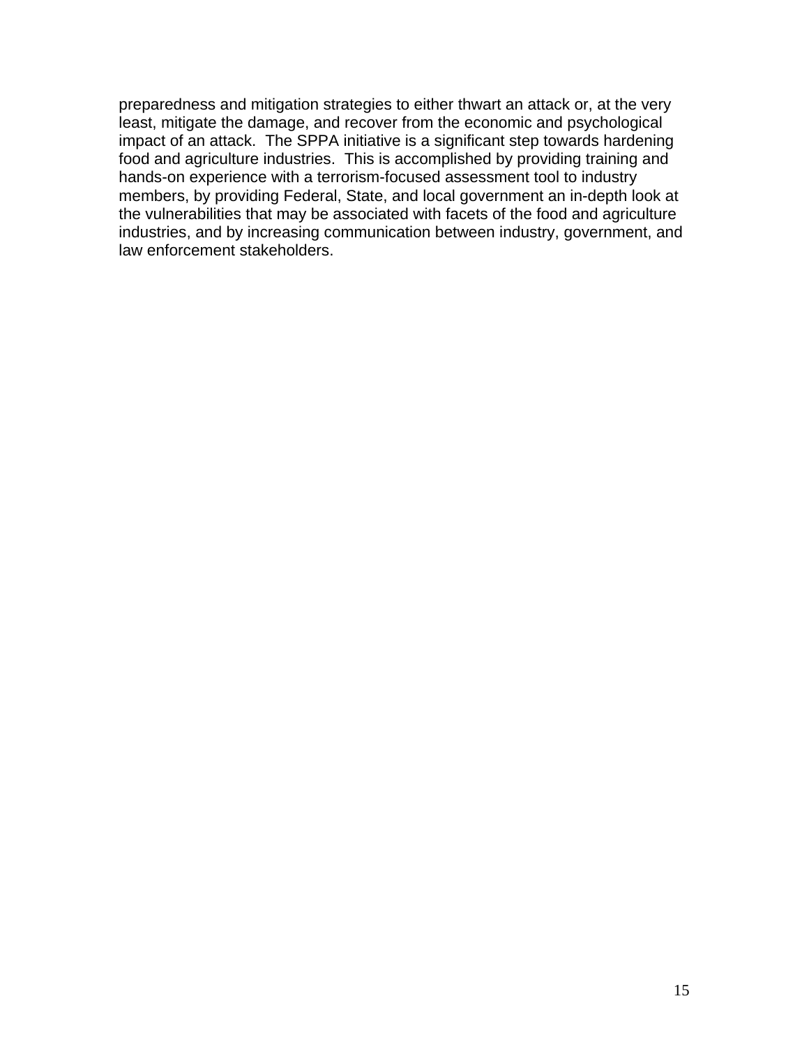preparedness and mitigation strategies to either thwart an attack or, at the very least, mitigate the damage, and recover from the economic and psychological impact of an attack. The SPPA initiative is a significant step towards hardening food and agriculture industries. This is accomplished by providing training and hands-on experience with a terrorism-focused assessment tool to industry members, by providing Federal, State, and local government an in-depth look at the vulnerabilities that may be associated with facets of the food and agriculture industries, and by increasing communication between industry, government, and law enforcement stakeholders.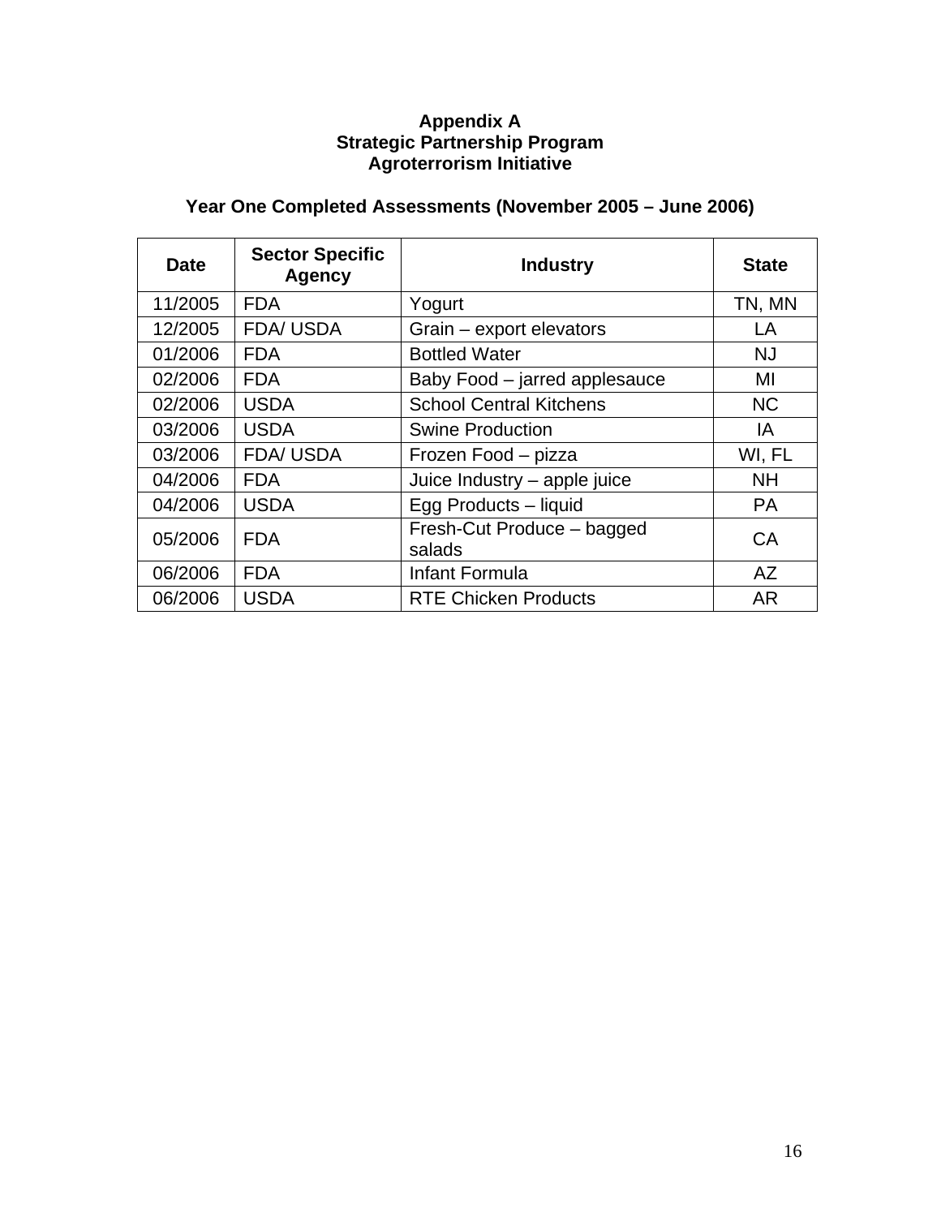**Appendix A**
**Strategic Partnership Program**
**Agroterrorism Initiative**

**Year One Completed Assessments (November 2005 – June 2006)**

| Date | Sector Specific Agency | Industry | State |
|---|---|---|---|
| 11/2005 | FDA | Yogurt | TN, MN |
| 12/2005 | FDA/ USDA | Grain – export elevators | LA |
| 01/2006 | FDA | Bottled Water | NJ |
| 02/2006 | FDA | Baby Food – jarred applesauce | MI |
| 02/2006 | USDA | School Central Kitchens | NC |
| 03/2006 | USDA | Swine Production | IA |
| 03/2006 | FDA/ USDA | Frozen Food – pizza | WI, FL |
| 04/2006 | FDA | Juice Industry – apple juice | NH |
| 04/2006 | USDA | Egg Products – liquid | PA |
| 05/2006 | FDA | Fresh-Cut Produce – bagged salads | CA |
| 06/2006 | FDA | Infant Formula | AZ |
| 06/2006 | USDA | RTE Chicken Products | AR |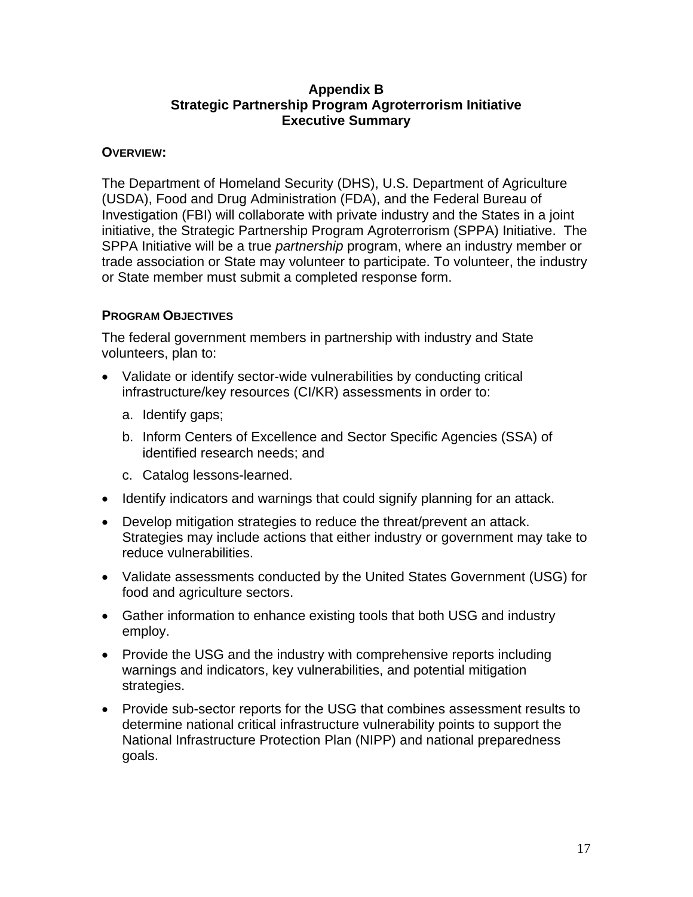# Appendix B
# Strategic Partnership Program Agroterrorism Initiative
# Executive Summary

## OVERVIEW:

The Department of Homeland Security (DHS), U.S. Department of Agriculture (USDA), Food and Drug Administration (FDA), and the Federal Bureau of Investigation (FBI) will collaborate with private industry and the States in a joint initiative, the Strategic Partnership Program Agroterrorism (SPPA) Initiative. The SPPA Initiative will be a true *partnership* program, where an industry member or trade association or State may volunteer to participate. To volunteer, the industry or State member must submit a completed response form.

## PROGRAM OBJECTIVES

The federal government members in partnership with industry and State volunteers, plan to:

- Validate or identify sector-wide vulnerabilities by conducting critical infrastructure/key resources (CI/KR) assessments in order to:
  a. Identify gaps;
  b. Inform Centers of Excellence and Sector Specific Agencies (SSA) of identified research needs; and
  c. Catalog lessons-learned.
- Identify indicators and warnings that could signify planning for an attack.
- Develop mitigation strategies to reduce the threat/prevent an attack. Strategies may include actions that either industry or government may take to reduce vulnerabilities.
- Validate assessments conducted by the United States Government (USG) for food and agriculture sectors.
- Gather information to enhance existing tools that both USG and industry employ.
- Provide the USG and the industry with comprehensive reports including warnings and indicators, key vulnerabilities, and potential mitigation strategies.
- Provide sub-sector reports for the USG that combines assessment results to determine national critical infrastructure vulnerability points to support the National Infrastructure Protection Plan (NIPP) and national preparedness goals.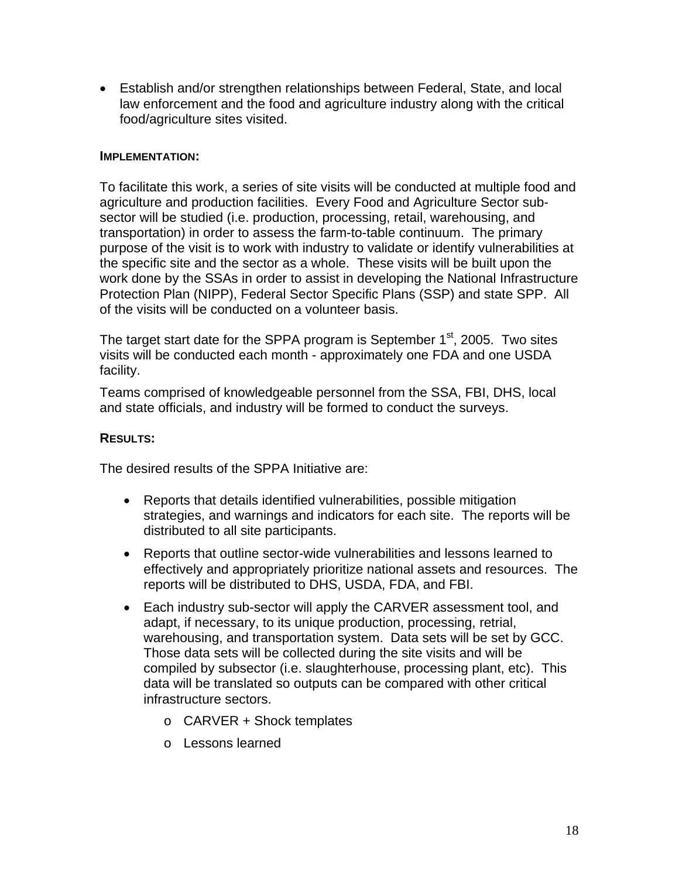- Establish and/or strengthen relationships between Federal, State, and local law enforcement and the food and agriculture industry along with the critical food/agriculture sites visited.

**IMPLEMENTATION:**

To facilitate this work, a series of site visits will be conducted at multiple food and agriculture and production facilities. Every Food and Agriculture Sector sub-sector will be studied (i.e. production, processing, retail, warehousing, and transportation) in order to assess the farm-to-table continuum. The primary purpose of the visit is to work with industry to validate or identify vulnerabilities at the specific site and the sector as a whole. These visits will be built upon the work done by the SSAs in order to assist in developing the National Infrastructure Protection Plan (NIPP), Federal Sector Specific Plans (SSP) and state SPP. All of the visits will be conducted on a volunteer basis.

The target start date for the SPPA program is September 1st, 2005. Two sites visits will be conducted each month - approximately one FDA and one USDA facility.

Teams comprised of knowledgeable personnel from the SSA, FBI, DHS, local and state officials, and industry will be formed to conduct the surveys.

**RESULTS:**

The desired results of the SPPA Initiative are:

- Reports that details identified vulnerabilities, possible mitigation strategies, and warnings and indicators for each site. The reports will be distributed to all site participants.
- Reports that outline sector-wide vulnerabilities and lessons learned to effectively and appropriately prioritize national assets and resources. The reports will be distributed to DHS, USDA, FDA, and FBI.
- Each industry sub-sector will apply the CARVER assessment tool, and adapt, if necessary, to its unique production, processing, retrial, warehousing, and transportation system. Data sets will be set by GCC. Those data sets will be collected during the site visits and will be compiled by subsector (i.e. slaughterhouse, processing plant, etc). This data will be translated so outputs can be compared with other critical infrastructure sectors.
    - CARVER + Shock templates
    - Lessons learned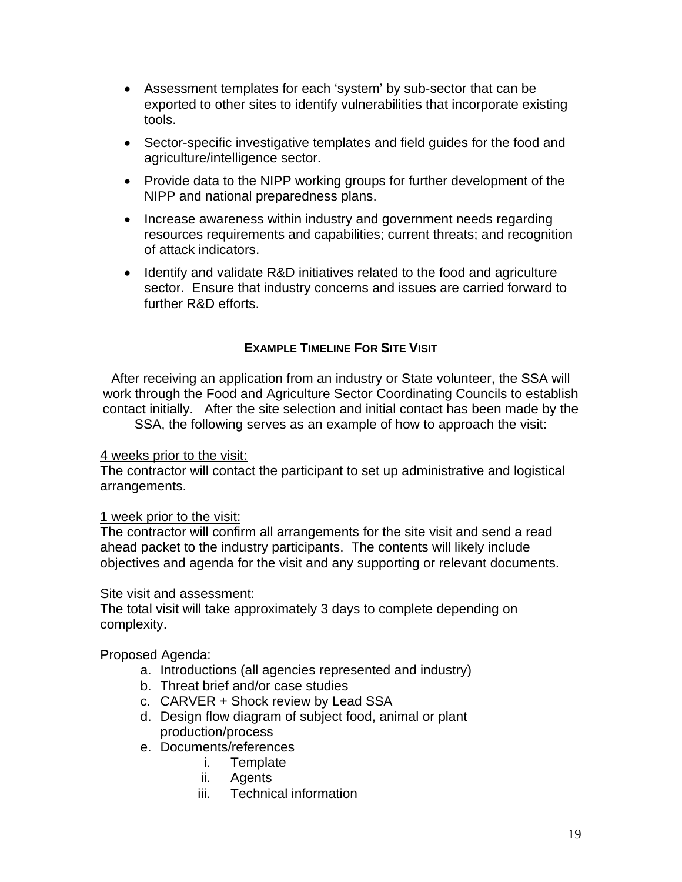- Assessment templates for each 'system' by sub-sector that can be exported to other sites to identify vulnerabilities that incorporate existing tools.
- Sector-specific investigative templates and field guides for the food and agriculture/intelligence sector.
- Provide data to the NIPP working groups for further development of the NIPP and national preparedness plans.
- Increase awareness within industry and government needs regarding resources requirements and capabilities; current threats; and recognition of attack indicators.
- Identify and validate R&D initiatives related to the food and agriculture sector. Ensure that industry concerns and issues are carried forward to further R&D efforts.

## EXAMPLE TIMELINE FOR SITE VISIT

After receiving an application from an industry or State volunteer, the SSA will work through the Food and Agriculture Sector Coordinating Councils to establish contact initially. After the site selection and initial contact has been made by the SSA, the following serves as an example of how to approach the visit:

<u>4 weeks prior to the visit:</u>
The contractor will contact the participant to set up administrative and logistical arrangements.

<u>1 week prior to the visit:</u>
The contractor will confirm all arrangements for the site visit and send a read ahead packet to the industry participants. The contents will likely include objectives and agenda for the visit and any supporting or relevant documents.

<u>Site visit and assessment:</u>
The total visit will take approximately 3 days to complete depending on complexity.

Proposed Agenda:

a. Introductions (all agencies represented and industry)
b. Threat brief and/or case studies
c. CARVER + Shock review by Lead SSA
d. Design flow diagram of subject food, animal or plant production/process
e. Documents/references
    i. Template
    ii. Agents
    iii. Technical information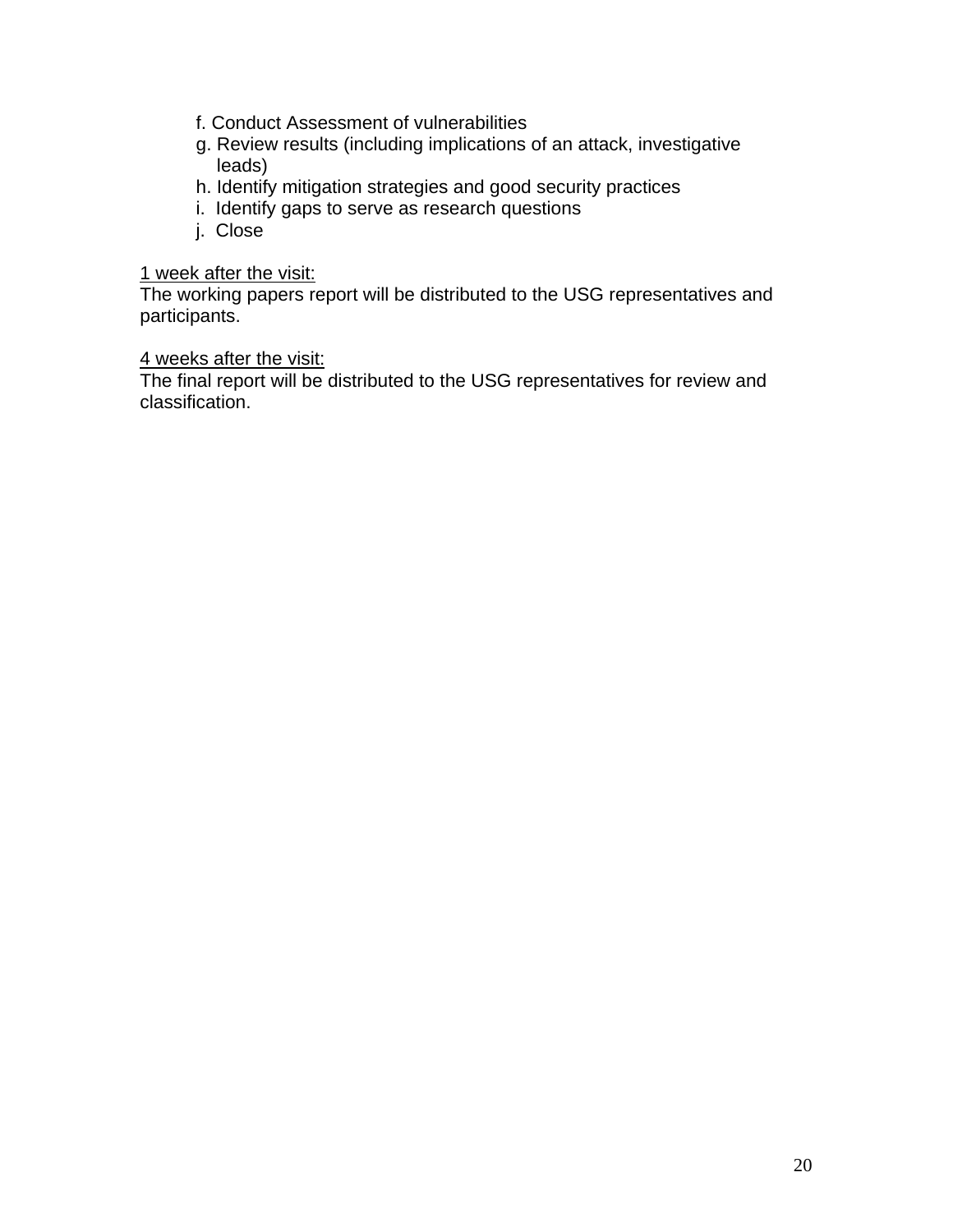f. Conduct Assessment of vulnerabilities
g. Review results (including implications of an attack, investigative leads)
h. Identify mitigation strategies and good security practices
i. Identify gaps to serve as research questions
j. Close

<u>1 week after the visit:</u>
The working papers report will be distributed to the USG representatives and participants.

<u>4 weeks after the visit:</u>
The final report will be distributed to the USG representatives for review and classification.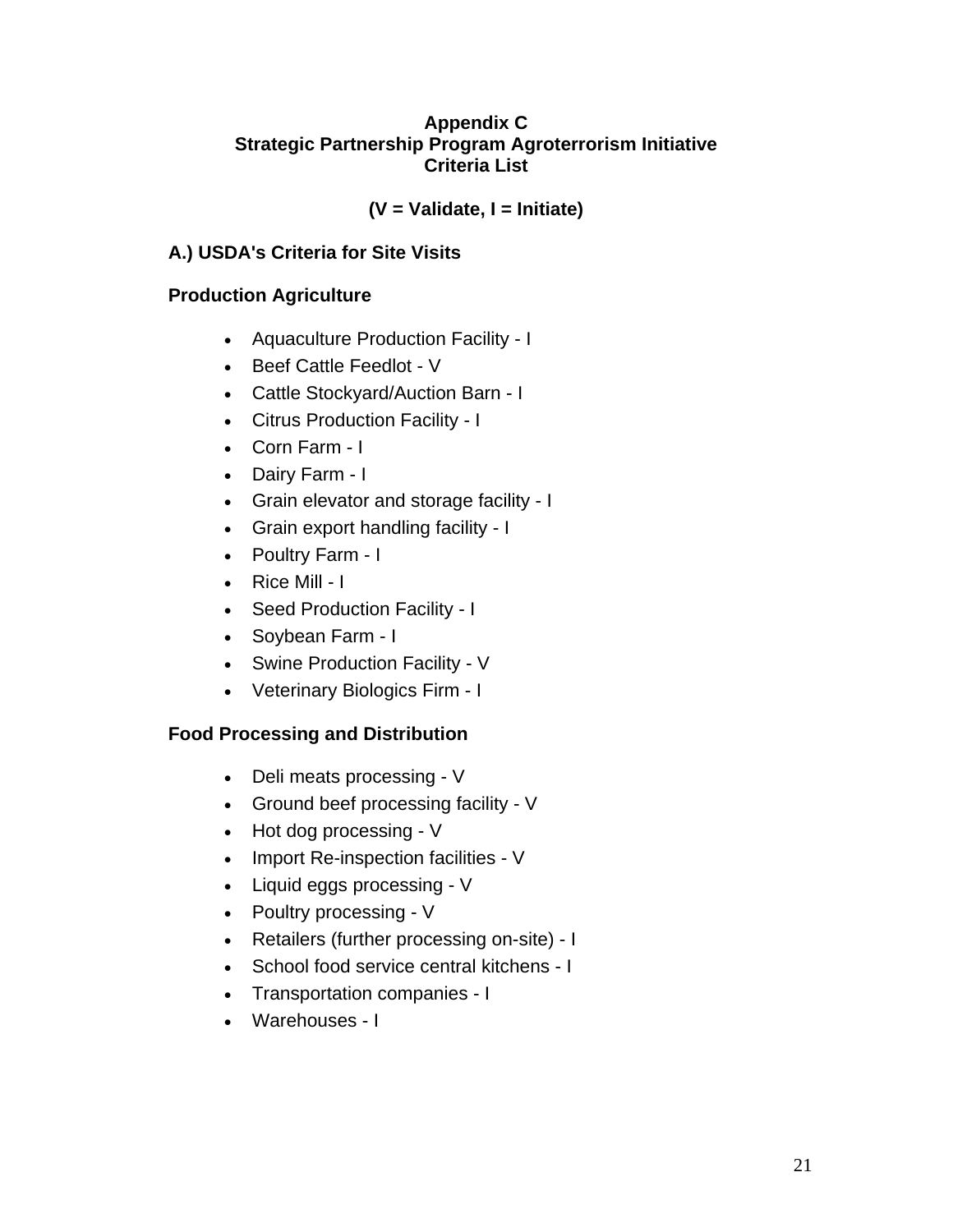# Appendix C
# Strategic Partnership Program Agroterrorism Initiative
# Criteria List

**(V = Validate, I = Initiate)**

## A.) USDA's Criteria for Site Visits

### Production Agriculture

- Aquaculture Production Facility - I
- Beef Cattle Feedlot - V
- Cattle Stockyard/Auction Barn - I
- Citrus Production Facility - I
- Corn Farm - I
- Dairy Farm - I
- Grain elevator and storage facility - I
- Grain export handling facility - I
- Poultry Farm - I
- Rice Mill - I
- Seed Production Facility - I
- Soybean Farm - I
- Swine Production Facility - V
- Veterinary Biologics Firm - I

### Food Processing and Distribution

- Deli meats processing - V
- Ground beef processing facility - V
- Hot dog processing - V
- Import Re-inspection facilities - V
- Liquid eggs processing - V
- Poultry processing - V
- Retailers (further processing on-site) - I
- School food service central kitchens - I
- Transportation companies - I
- Warehouses - I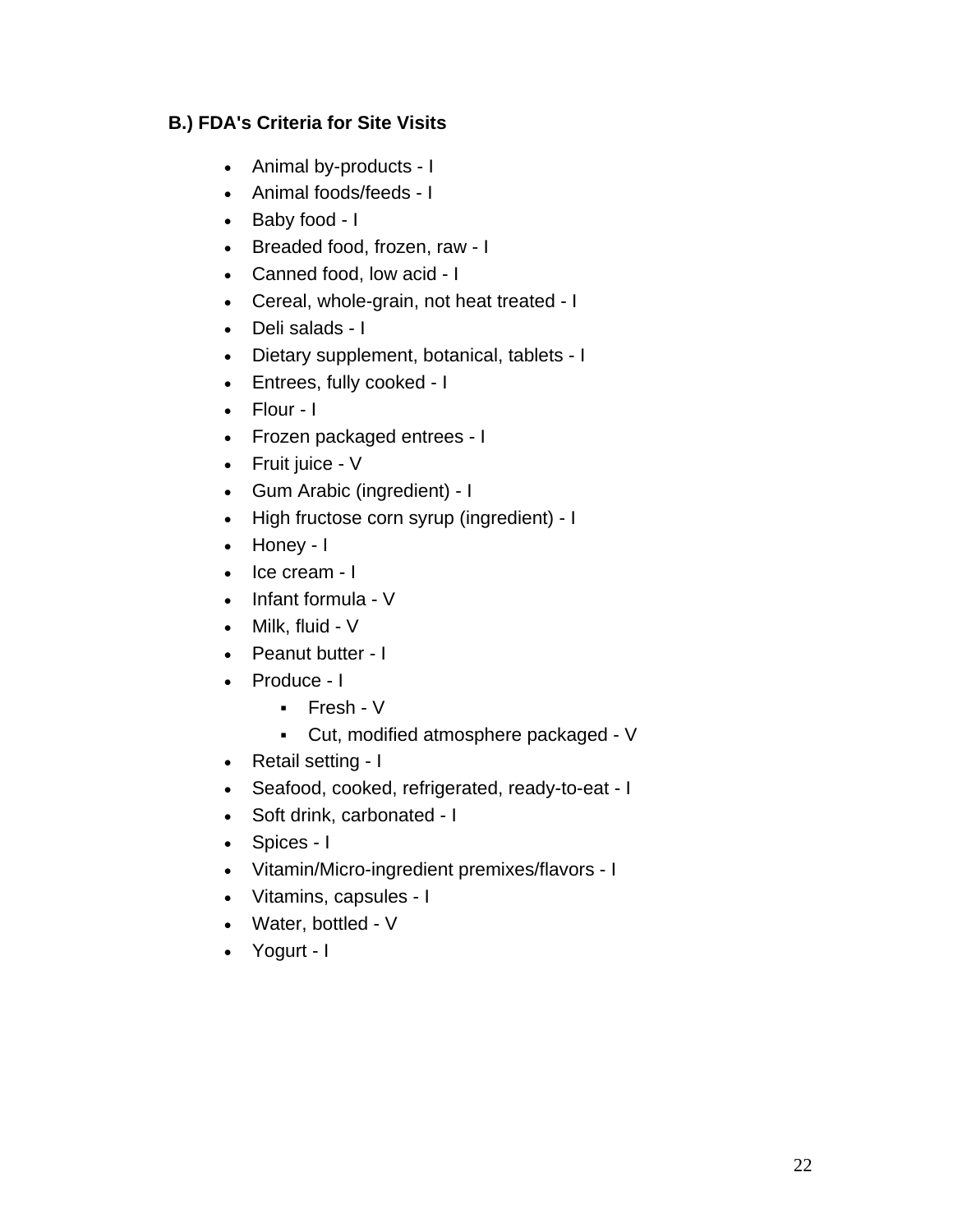### B.) FDA's Criteria for Site Visits

- Animal by-products - I
- Animal foods/feeds - I
- Baby food - I
- Breaded food, frozen, raw - I
- Canned food, low acid - I
- Cereal, whole-grain, not heat treated - I
- Deli salads - I
- Dietary supplement, botanical, tablets - I
- Entrees, fully cooked - I
- Flour - I
- Frozen packaged entrees - I
- Fruit juice - V
- Gum Arabic (ingredient) - I
- High fructose corn syrup (ingredient) - I
- Honey - I
- Ice cream - I
- Infant formula - V
- Milk, fluid - V
- Peanut butter - I
- Produce - I
  - Fresh - V
  - Cut, modified atmosphere packaged - V
- Retail setting - I
- Seafood, cooked, refrigerated, ready-to-eat - I
- Soft drink, carbonated - I
- Spices - I
- Vitamin/Micro-ingredient premixes/flavors - I
- Vitamins, capsules - I
- Water, bottled - V
- Yogurt - I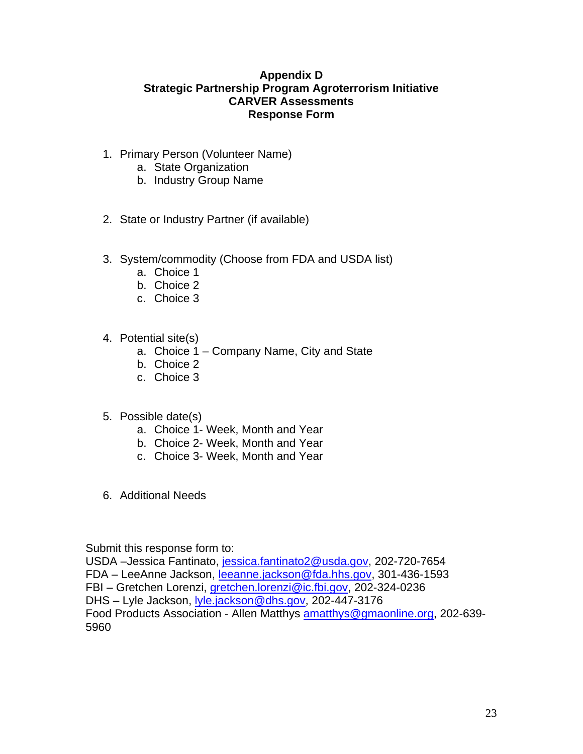# Appendix D
## Strategic Partnership Program Agroterrorism Initiative
## CARVER Assessments
## Response Form

1. Primary Person (Volunteer Name)
    a. State Organization
    b. Industry Group Name

2. State or Industry Partner (if available)

3. System/commodity (Choose from FDA and USDA list)
    a. Choice 1
    b. Choice 2
    c. Choice 3

4. Potential site(s)
    a. Choice 1 – Company Name, City and State
    b. Choice 2
    c. Choice 3

5. Possible date(s)
    a. Choice 1- Week, Month and Year
    b. Choice 2- Week, Month and Year
    c. Choice 3- Week, Month and Year

6. Additional Needs

Submit this response form to:
USDA –Jessica Fantinato, jessica.fantinato2@usda.gov, 202-720-7654
FDA – LeeAnne Jackson, leeanne.jackson@fda.hhs.gov, 301-436-1593
FBI – Gretchen Lorenzi, gretchen.lorenzi@ic.fbi.gov, 202-324-0236
DHS – Lyle Jackson, lyle.jackson@dhs.gov, 202-447-3176
Food Products Association - Allen Matthys amatthys@gmaonline.org, 202-639-5960